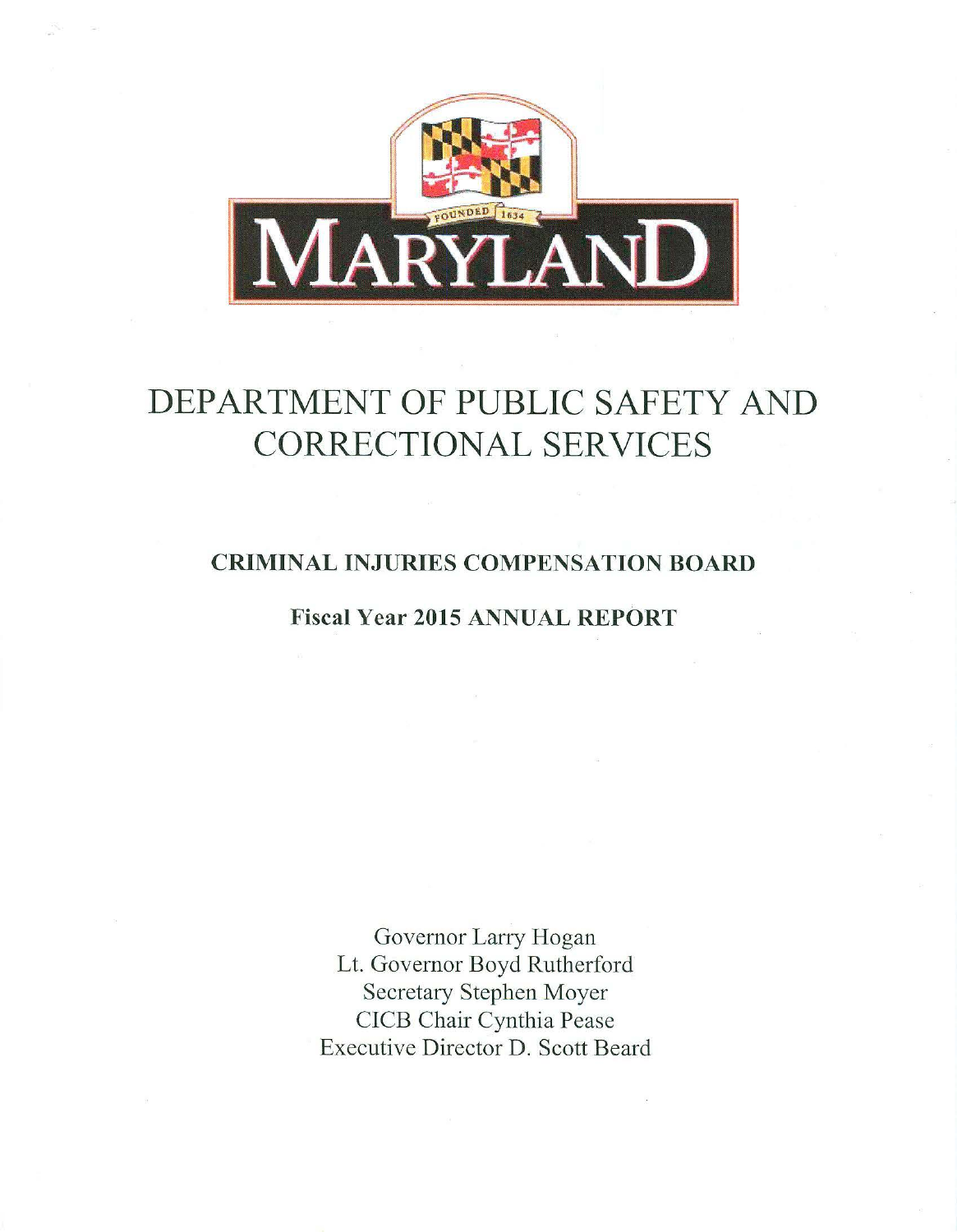# DEPARTMENT OF PUBLIC SAFETY AND CORRECTIONAL SERVICES

## CRIMINAL INJURIES COMPENSATION BOARD

### Fiscal Year 2015 ANNUAL REPORT

Governor Larry Hogan
Lt. Governor Boyd Rutherford
Secretary Stephen Moyer
CICB Chair Cynthia Pease
Executive Director D. Scott Beard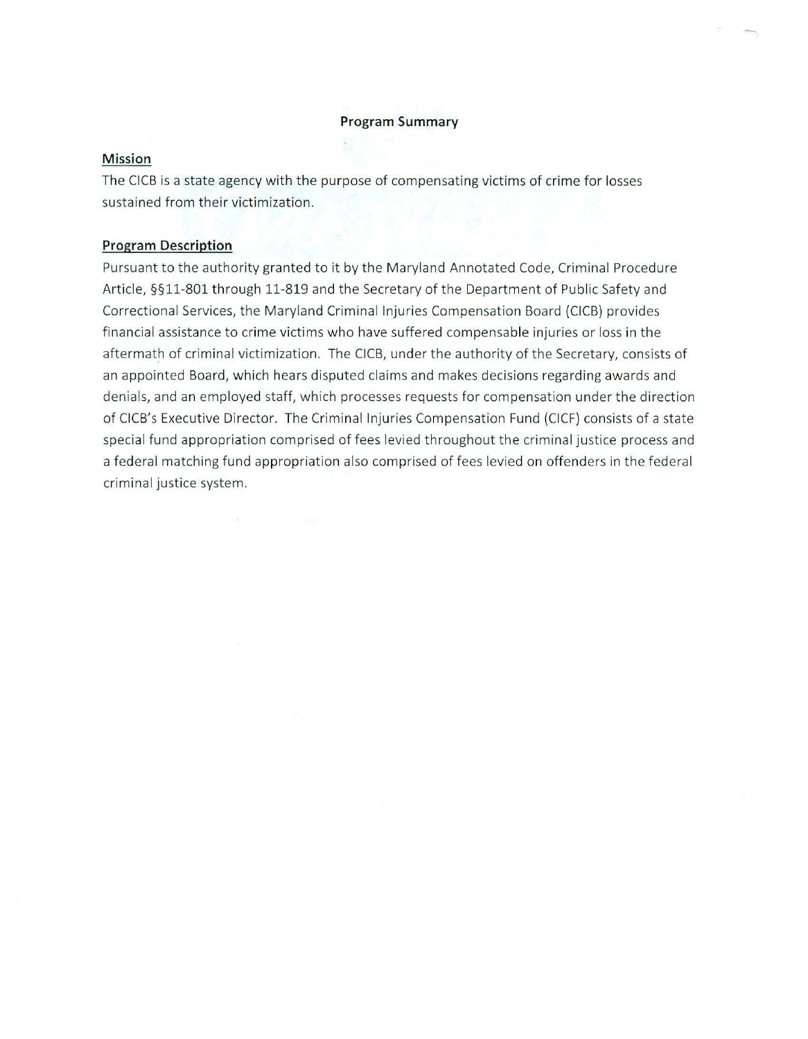## Program Summary

### Mission

The CICB is a state agency with the purpose of compensating victims of crime for losses sustained from their victimization.

### Program Description

Pursuant to the authority granted to it by the Maryland Annotated Code, Criminal Procedure Article, §§11-801 through 11-819 and the Secretary of the Department of Public Safety and Correctional Services, the Maryland Criminal Injuries Compensation Board (CICB) provides financial assistance to crime victims who have suffered compensable injuries or loss in the aftermath of criminal victimization. The CICB, under the authority of the Secretary, consists of an appointed Board, which hears disputed claims and makes decisions regarding awards and denials, and an employed staff, which processes requests for compensation under the direction of CICB's Executive Director. The Criminal Injuries Compensation Fund (CICF) consists of a state special fund appropriation comprised of fees levied throughout the criminal justice process and a federal matching fund appropriation also comprised of fees levied on offenders in the federal criminal justice system.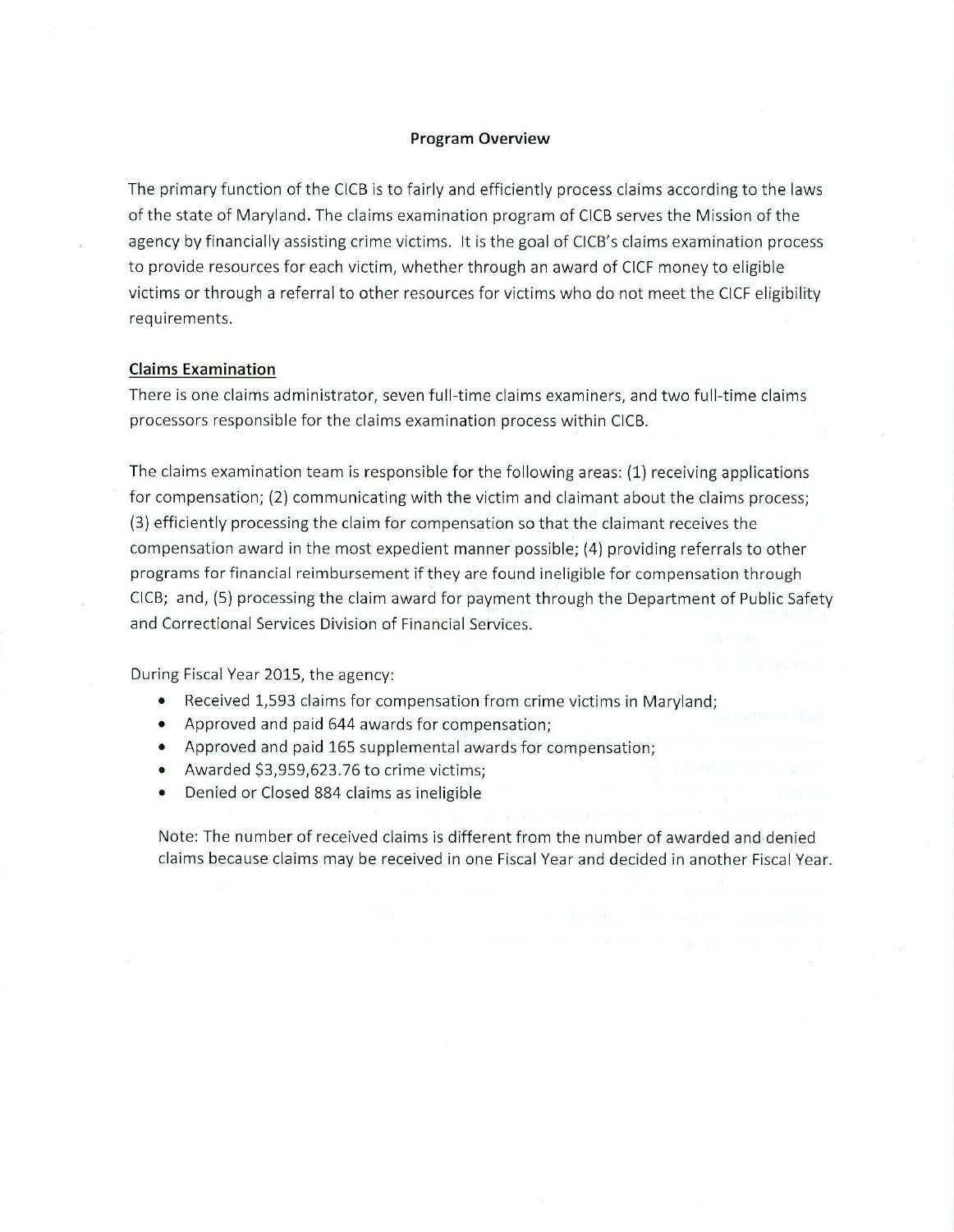## Program Overview

The primary function of the CICB is to fairly and efficiently process claims according to the laws of the state of Maryland. The claims examination program of CICB serves the Mission of the agency by financially assisting crime victims. It is the goal of CICB's claims examination process to provide resources for each victim, whether through an award of CICF money to eligible victims or through a referral to other resources for victims who do not meet the CICF eligibility requirements.

### Claims Examination

There is one claims administrator, seven full-time claims examiners, and two full-time claims processors responsible for the claims examination process within CICB.

The claims examination team is responsible for the following areas: (1) receiving applications for compensation; (2) communicating with the victim and claimant about the claims process; (3) efficiently processing the claim for compensation so that the claimant receives the compensation award in the most expedient manner possible; (4) providing referrals to other programs for financial reimbursement if they are found ineligible for compensation through CICB; and, (5) processing the claim award for payment through the Department of Public Safety and Correctional Services Division of Financial Services.

During Fiscal Year 2015, the agency:

- Received 1,593 claims for compensation from crime victims in Maryland;
- Approved and paid 644 awards for compensation;
- Approved and paid 165 supplemental awards for compensation;
- Awarded $3,959,623.76 to crime victims;
- Denied or Closed 884 claims as ineligible

Note: The number of received claims is different from the number of awarded and denied claims because claims may be received in one Fiscal Year and decided in another Fiscal Year.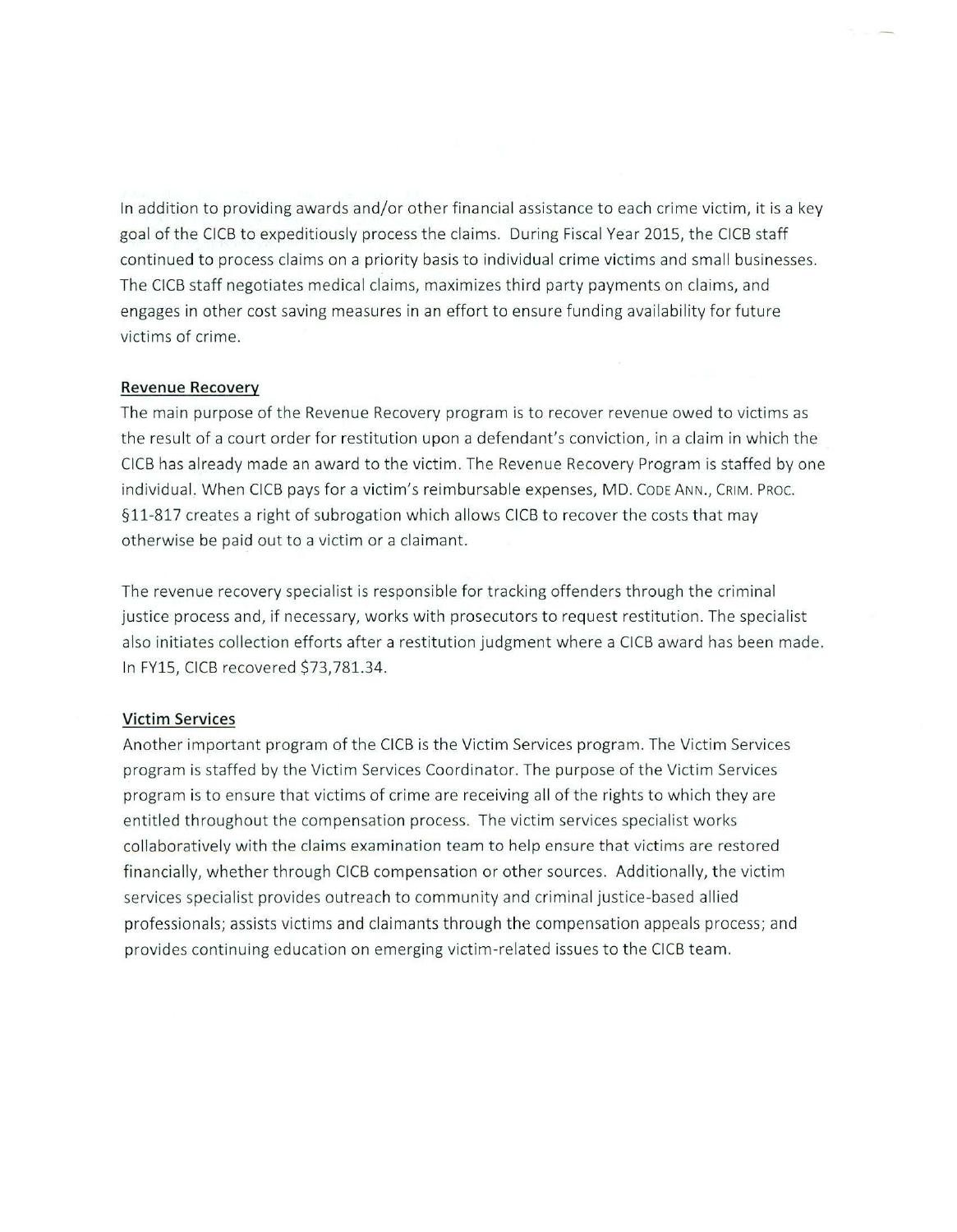In addition to providing awards and/or other financial assistance to each crime victim, it is a key goal of the CICB to expeditiously process the claims. During Fiscal Year 2015, the CICB staff continued to process claims on a priority basis to individual crime victims and small businesses. The CICB staff negotiates medical claims, maximizes third party payments on claims, and engages in other cost saving measures in an effort to ensure funding availability for future victims of crime.

**Revenue Recovery**

The main purpose of the Revenue Recovery program is to recover revenue owed to victims as the result of a court order for restitution upon a defendant's conviction, in a claim in which the CICB has already made an award to the victim. The Revenue Recovery Program is staffed by one individual. When CICB pays for a victim's reimbursable expenses, MD. CODE ANN., CRIM. PROC. §11-817 creates a right of subrogation which allows CICB to recover the costs that may otherwise be paid out to a victim or a claimant.

The revenue recovery specialist is responsible for tracking offenders through the criminal justice process and, if necessary, works with prosecutors to request restitution. The specialist also initiates collection efforts after a restitution judgment where a CICB award has been made. In FY15, CICB recovered $73,781.34.

**Victim Services**

Another important program of the CICB is the Victim Services program. The Victim Services program is staffed by the Victim Services Coordinator. The purpose of the Victim Services program is to ensure that victims of crime are receiving all of the rights to which they are entitled throughout the compensation process. The victim services specialist works collaboratively with the claims examination team to help ensure that victims are restored financially, whether through CICB compensation or other sources. Additionally, the victim services specialist provides outreach to community and criminal justice-based allied professionals; assists victims and claimants through the compensation appeals process; and provides continuing education on emerging victim-related issues to the CICB team.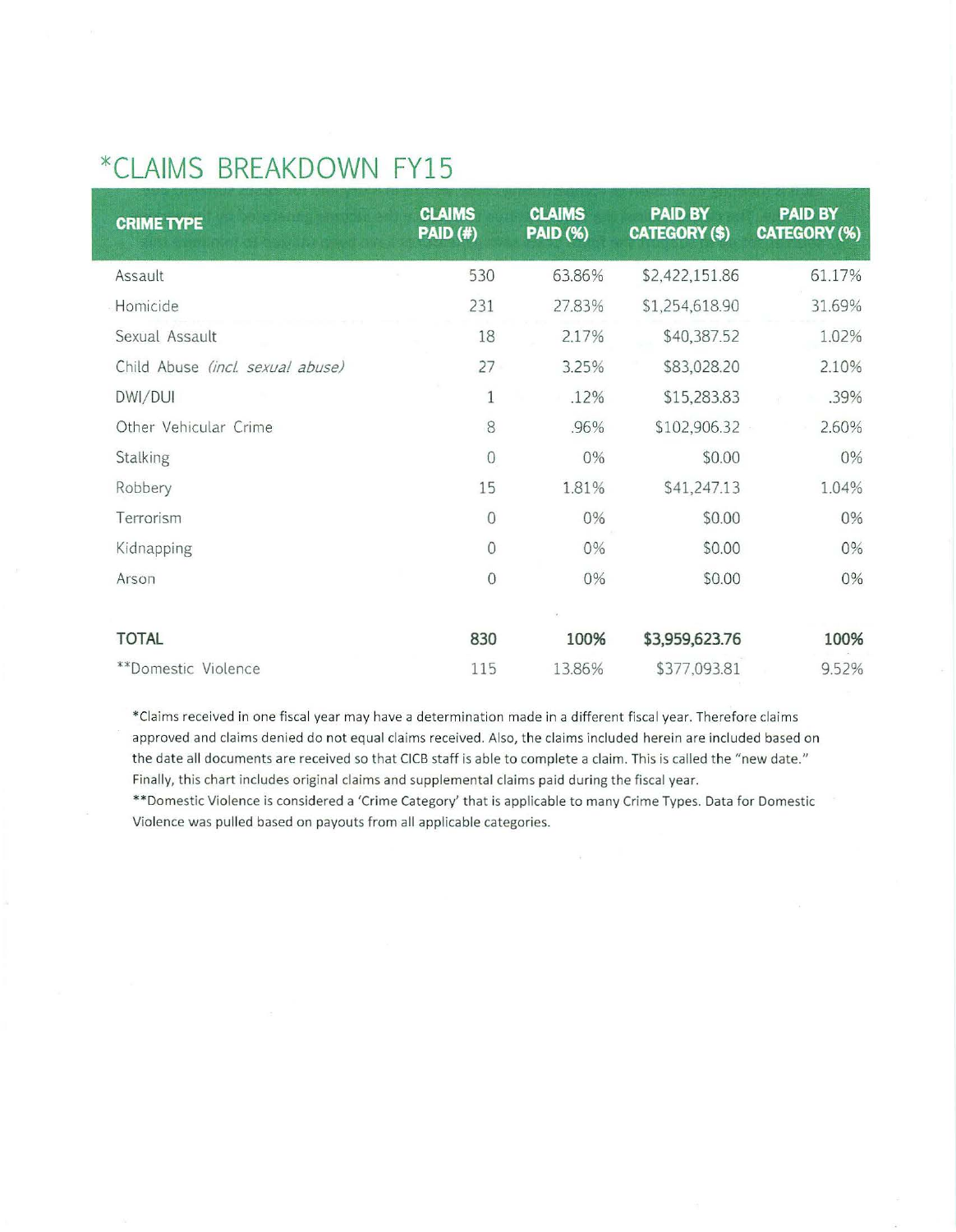# *CLAIMS BREAKDOWN FY15

| CRIME TYPE | CLAIMS PAID (#) | CLAIMS PAID (%) | PAID BY CATEGORY ($) | PAID BY CATEGORY (%) |
|---|---|---|---|---|
| Assault | 530 | 63.86% | $2,422,151.86 | 61.17% |
| Homicide | 231 | 27.83% | $1,254,618.90 | 31.69% |
| Sexual Assault | 18 | 2.17% | $40,387.52 | 1.02% |
| Child Abuse *(incl. sexual abuse)* | 27 | 3.25% | $83,028.20 | 2.10% |
| DWI/DUI | 1 | .12% | $15,283.83 | .39% |
| Other Vehicular Crime | 8 | .96% | $102,906.32 | 2.60% |
| Stalking | 0 | 0% | $0.00 | 0% |
| Robbery | 15 | 1.81% | $41,247.13 | 1.04% |
| Terrorism | 0 | 0% | $0.00 | 0% |
| Kidnapping | 0 | 0% | $0.00 | 0% |
| Arson | 0 | 0% | $0.00 | 0% |
| **TOTAL** | **830** | **100%** | **$3,959,623.76** | **100%** |
| **Domestic Violence | 115 | 13.86% | $377,093.81 | 9.52% |

*Claims received in one fiscal year may have a determination made in a different fiscal year. Therefore claims approved and claims denied do not equal claims received. Also, the claims included herein are included based on the date all documents are received so that CICB staff is able to complete a claim. This is called the "new date." Finally, this chart includes original claims and supplemental claims paid during the fiscal year.

**Domestic Violence is considered a 'Crime Category' that is applicable to many Crime Types. Data for Domestic Violence was pulled based on payouts from all applicable categories.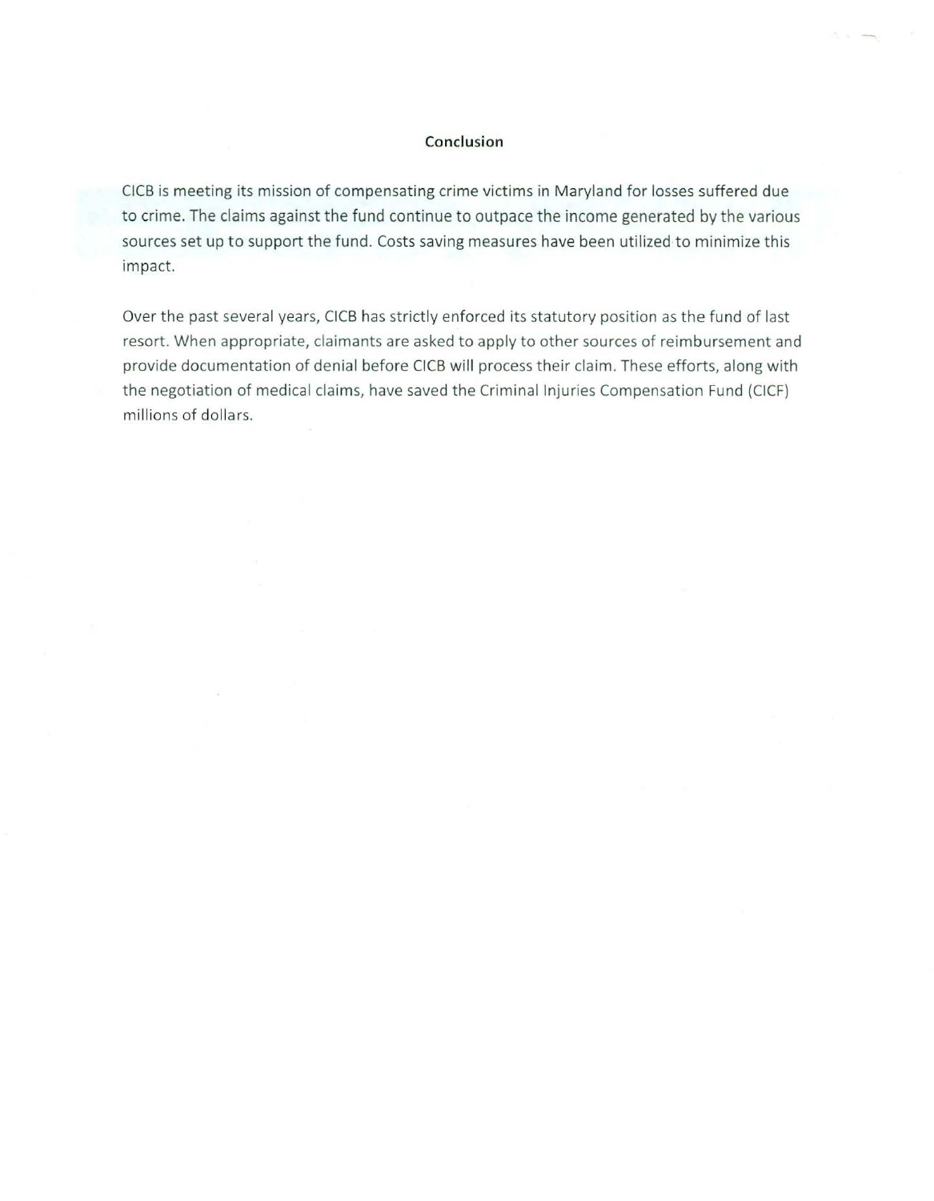## Conclusion

CICB is meeting its mission of compensating crime victims in Maryland for losses suffered due to crime. The claims against the fund continue to outpace the income generated by the various sources set up to support the fund. Costs saving measures have been utilized to minimize this impact.

Over the past several years, CICB has strictly enforced its statutory position as the fund of last resort. When appropriate, claimants are asked to apply to other sources of reimbursement and provide documentation of denial before CICB will process their claim. These efforts, along with the negotiation of medical claims, have saved the Criminal Injuries Compensation Fund (CICF) millions of dollars.